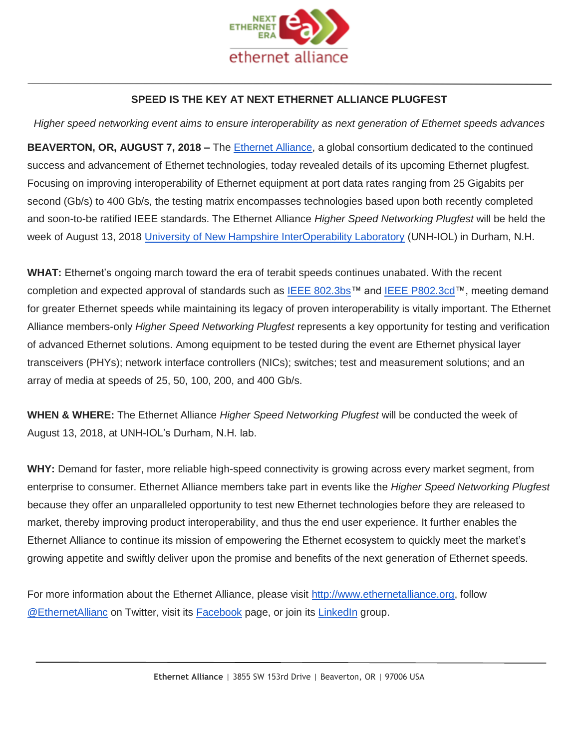# SPEED IS THE KEY AT NEXT ETHERNET ALLIANCE PLUGFEST

*Higher speed networking event aims to ensure interoperability as next generation of Ethernet speeds advances*

**BEAVERTON, OR, AUGUST 7, 2018 –** The Ethernet Alliance, a global consortium dedicated to the continued success and advancement of Ethernet technologies, today revealed details of its upcoming Ethernet plugfest. Focusing on improving interoperability of Ethernet equipment at port data rates ranging from 25 Gigabits per second (Gb/s) to 400 Gb/s, the testing matrix encompasses technologies based upon both recently completed and soon-to-be ratified IEEE standards. The Ethernet Alliance *Higher Speed Networking Plugfest* will be held the week of August 13, 2018 University of New Hampshire InterOperability Laboratory (UNH-IOL) in Durham, N.H.

**WHAT:** Ethernet's ongoing march toward the era of terabit speeds continues unabated. With the recent completion and expected approval of standards such as IEEE 802.3bs™ and IEEE P802.3cd™, meeting demand for greater Ethernet speeds while maintaining its legacy of proven interoperability is vitally important. The Ethernet Alliance members-only *Higher Speed Networking Plugfest* represents a key opportunity for testing and verification of advanced Ethernet solutions. Among equipment to be tested during the event are Ethernet physical layer transceivers (PHYs); network interface controllers (NICs); switches; test and measurement solutions; and an array of media at speeds of 25, 50, 100, 200, and 400 Gb/s.

**WHEN & WHERE:** The Ethernet Alliance *Higher Speed Networking Plugfest* will be conducted the week of August 13, 2018, at UNH-IOL's Durham, N.H. lab.

**WHY:** Demand for faster, more reliable high-speed connectivity is growing across every market segment, from enterprise to consumer. Ethernet Alliance members take part in events like the *Higher Speed Networking Plugfest* because they offer an unparalleled opportunity to test new Ethernet technologies before they are released to market, thereby improving product interoperability, and thus the end user experience. It further enables the Ethernet Alliance to continue its mission of empowering the Ethernet ecosystem to quickly meet the market's growing appetite and swiftly deliver upon the promise and benefits of the next generation of Ethernet speeds.

For more information about the Ethernet Alliance, please visit http://www.ethernetalliance.org, follow @EthernetAllianc on Twitter, visit its Facebook page, or join its LinkedIn group.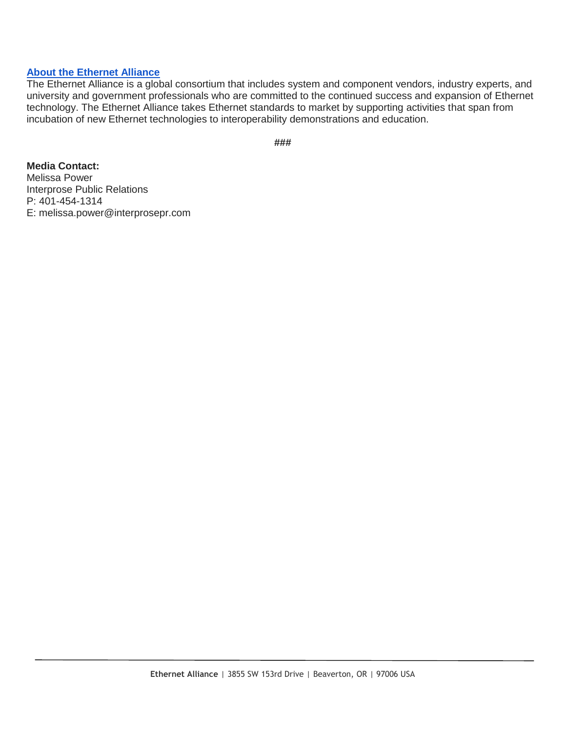**About the Ethernet Alliance**

The Ethernet Alliance is a global consortium that includes system and component vendors, industry experts, and university and government professionals who are committed to the continued success and expansion of Ethernet technology. The Ethernet Alliance takes Ethernet standards to market by supporting activities that span from incubation of new Ethernet technologies to interoperability demonstrations and education.

###

**Media Contact:**
Melissa Power
Interprose Public Relations
P: 401-454-1314
E: melissa.power@interprosepr.com